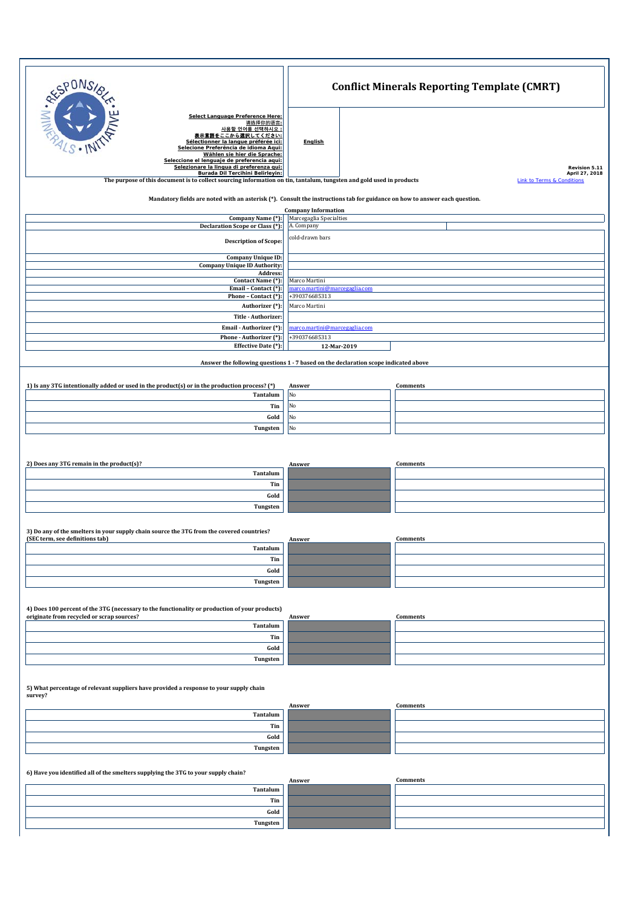# Conflict Minerals Reporting Template (CMRT)

**Select Language Preference Here:**
请选择你的语言:
사용할 언어를 선택하시오 :
表示言語をここから選択してください:
Sélectionner la langue préférée ici:
Selecione Preferência de idioma Aqui:
Wählen sie hier die Sprache:
Seleccione el lenguaje de preferencia aqui:
Selezionare la lingua di preferenza qui:
Burada Dil Tercihini Belirleyin:

**English**

Revision 5.11
April 27, 2018

The purpose of this document is to collect sourcing information on tin, tantalum, tungsten and gold used in products

Link to Terms & Conditions

Mandatory fields are noted with an asterisk (*). Consult the instructions tab for guidance on how to answer each question.

## Company Information

| Field | Value |
|---|---|
| Company Name (*): | Marcegaglia Specialties |
| Declaration Scope or Class (*): | A. Company |
| Description of Scope: | cold-drawn bars |
| Company Unique ID: | |
| Company Unique ID Authority: | |
| Address: | |
| Contact Name (*): | Marco Martini |
| Email – Contact (*): | marco.martini@marcegaglia.com |
| Phone – Contact (*): | +390376685313 |
| Authorizer (*): | Marco Martini |
| Title - Authorizer: | |
| Email - Authorizer (*): | marco.martini@marcegaglia.com |
| Phone - Authorizer (*): | +390376685313 |
| Effective Date (*): | 12-Mar-2019 |

Answer the following questions 1 - 7 based on the declaration scope indicated above

**1) Is any 3TG intentionally added or used in the product(s) or in the production process? (*)**

| | Answer | Comments |
|---|---|---|
| Tantalum | No | |
| Tin | No | |
| Gold | No | |
| Tungsten | No | |

**2) Does any 3TG remain in the product(s)?**

| | Answer | Comments |
|---|---|---|
| Tantalum | | |
| Tin | | |
| Gold | | |
| Tungsten | | |

**3) Do any of the smelters in your supply chain source the 3TG from the covered countries? (SEC term, see definitions tab)**

| | Answer | Comments |
|---|---|---|
| Tantalum | | |
| Tin | | |
| Gold | | |
| Tungsten | | |

**4) Does 100 percent of the 3TG (necessary to the functionality or production of your products) originate from recycled or scrap sources?**

| | Answer | Comments |
|---|---|---|
| Tantalum | | |
| Tin | | |
| Gold | | |
| Tungsten | | |

**5) What percentage of relevant suppliers have provided a response to your supply chain survey?**

| | Answer | Comments |
|---|---|---|
| Tantalum | | |
| Tin | | |
| Gold | | |
| Tungsten | | |

**6) Have you identified all of the smelters supplying the 3TG to your supply chain?**

| | Answer | Comments |
|---|---|---|
| Tantalum | | |
| Tin | | |
| Gold | | |
| Tungsten | | |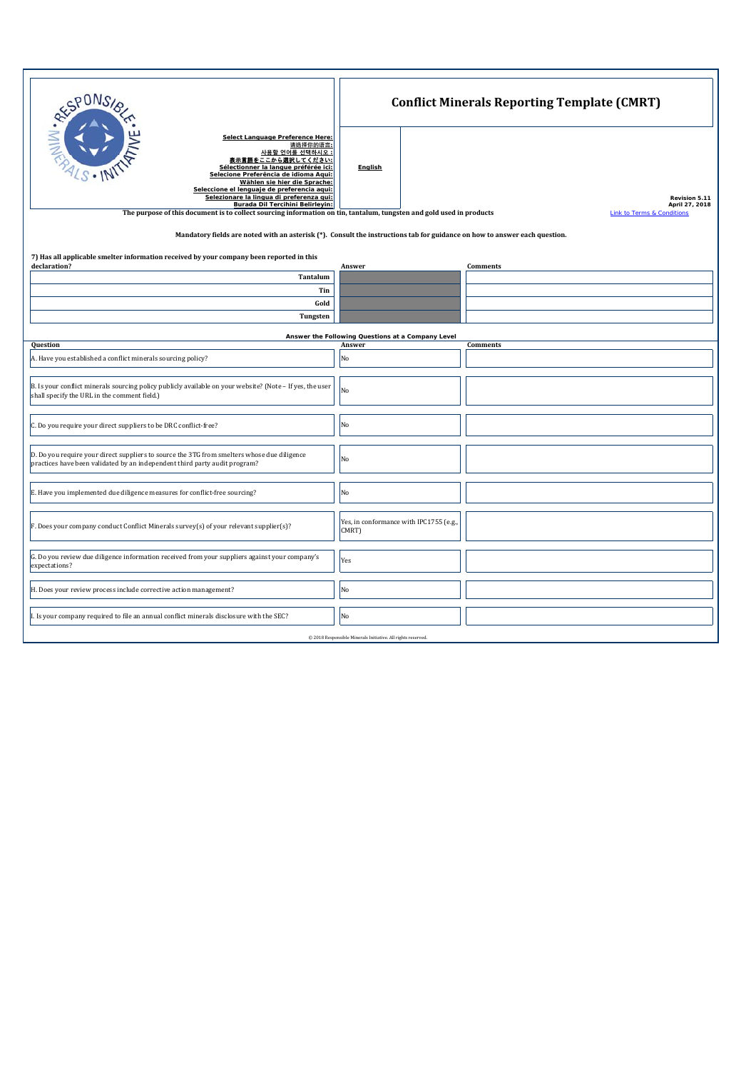# Conflict Minerals Reporting Template (CMRT)

**Select Language Preference Here:**
**请选择你的语言:**
**사용할 언어를 선택하시오 :**
**表示言語をここから選択してください:**
**Sélectionner la langue préférée ici:**
**Selecione Preferência de idioma Aqui:**
**Wählen sie hier die Sprache:**
**Seleccione el lenguaje de preferencia aqui:**
**Selezionare la lingua di preferenza qui:**
**Burada Dil Tercihini Belirleyin:**

**English**

**Revision 5.11**
**April 27, 2018**

Link to Terms & Conditions

**The purpose of this document is to collect sourcing information on tin, tantalum, tungsten and gold used in products**

**Mandatory fields are noted with an asterisk (*). Consult the instructions tab for guidance on how to answer each question.**

| 7) Has all applicable smelter information received by your company been reported in this declaration? | Answer | Comments |
|---|---|---|
| Tantalum | | |
| Tin | | |
| Gold | | |
| Tungsten | | |

**Answer the Following Questions at a Company Level**

| Question | Answer | Comments |
|---|---|---|
| A. Have you established a conflict minerals sourcing policy? | No | |
| B. Is your conflict minerals sourcing policy publicly available on your website? (Note – If yes, the user shall specify the URL in the comment field.) | No | |
| C. Do you require your direct suppliers to be DRC conflict-free? | No | |
| D. Do you require your direct suppliers to source the 3TG from smelters whose due diligence practices have been validated by an independent third party audit program? | No | |
| E. Have you implemented due diligence measures for conflict-free sourcing? | No | |
| F. Does your company conduct Conflict Minerals survey(s) of your relevant supplier(s)? | Yes, in conformance with IPC1755 (e.g., CMRT) | |
| G. Do you review due diligence information received from your suppliers against your company's expectations? | Yes | |
| H. Does your review process include corrective action management? | No | |
| I. Is your company required to file an annual conflict minerals disclosure with the SEC? | No | |

© 2018 Responsible Minerals Initiative. All rights reserved.